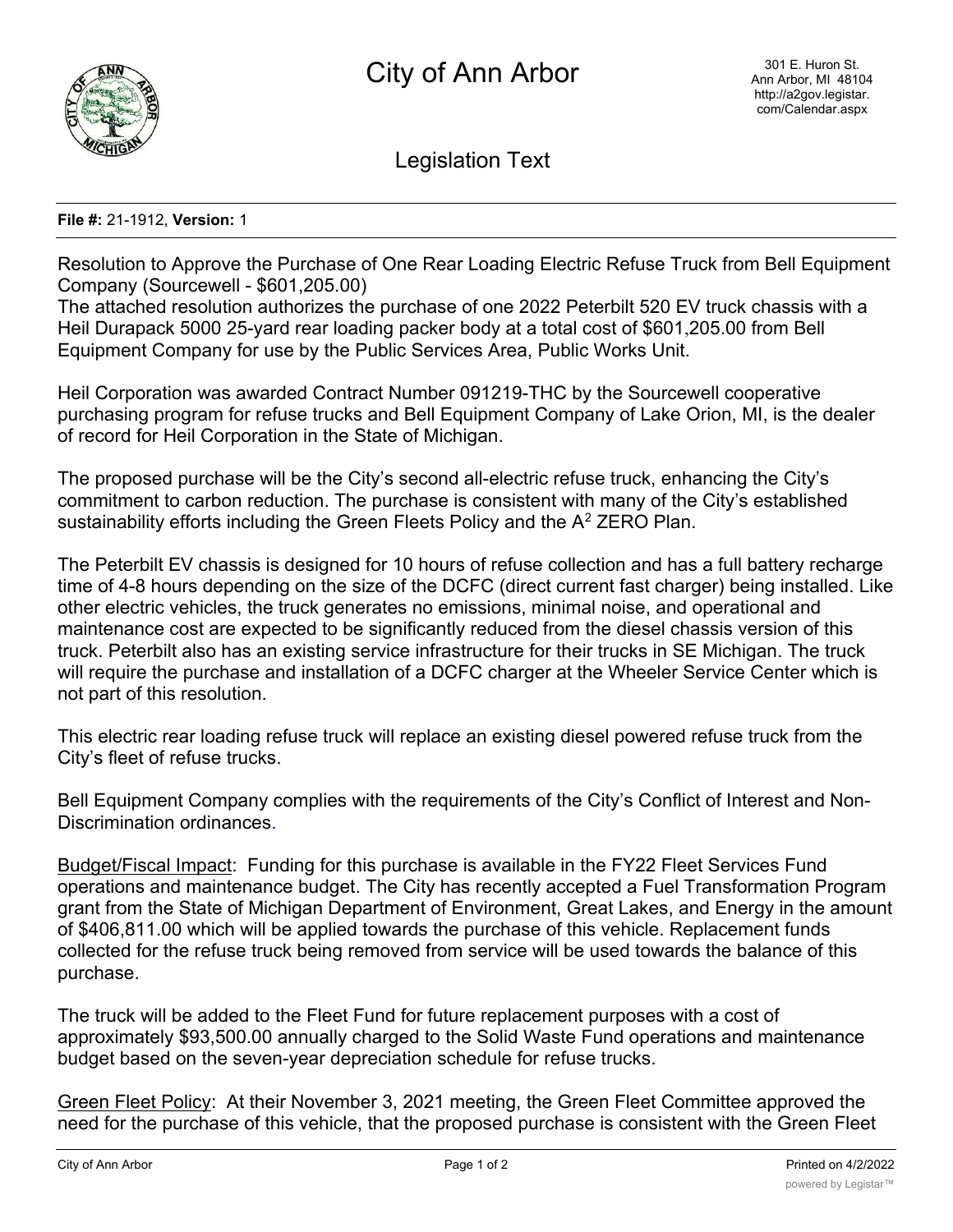# City of Ann Arbor

301 E. Huron St.
Ann Arbor, MI 48104
http://a2gov.legistar.com/Calendar.aspx

## Legislation Text

**File #:** 21-1912, **Version:** 1

Resolution to Approve the Purchase of One Rear Loading Electric Refuse Truck from Bell Equipment Company (Sourcewell - $601,205.00)

The attached resolution authorizes the purchase of one 2022 Peterbilt 520 EV truck chassis with a Heil Durapack 5000 25-yard rear loading packer body at a total cost of $601,205.00 from Bell Equipment Company for use by the Public Services Area, Public Works Unit.

Heil Corporation was awarded Contract Number 091219-THC by the Sourcewell cooperative purchasing program for refuse trucks and Bell Equipment Company of Lake Orion, MI, is the dealer of record for Heil Corporation in the State of Michigan.

The proposed purchase will be the City's second all-electric refuse truck, enhancing the City's commitment to carbon reduction. The purchase is consistent with many of the City's established sustainability efforts including the Green Fleets Policy and the $A^2$ ZERO Plan.

The Peterbilt EV chassis is designed for 10 hours of refuse collection and has a full battery recharge time of 4-8 hours depending on the size of the DCFC (direct current fast charger) being installed. Like other electric vehicles, the truck generates no emissions, minimal noise, and operational and maintenance cost are expected to be significantly reduced from the diesel chassis version of this truck. Peterbilt also has an existing service infrastructure for their trucks in SE Michigan. The truck will require the purchase and installation of a DCFC charger at the Wheeler Service Center which is not part of this resolution.

This electric rear loading refuse truck will replace an existing diesel powered refuse truck from the City's fleet of refuse trucks.

Bell Equipment Company complies with the requirements of the City's Conflict of Interest and Non-Discrimination ordinances.

Budget/Fiscal Impact: Funding for this purchase is available in the FY22 Fleet Services Fund operations and maintenance budget. The City has recently accepted a Fuel Transformation Program grant from the State of Michigan Department of Environment, Great Lakes, and Energy in the amount of $406,811.00 which will be applied towards the purchase of this vehicle. Replacement funds collected for the refuse truck being removed from service will be used towards the balance of this purchase.

The truck will be added to the Fleet Fund for future replacement purposes with a cost of approximately $93,500.00 annually charged to the Solid Waste Fund operations and maintenance budget based on the seven-year depreciation schedule for refuse trucks.

Green Fleet Policy: At their November 3, 2021 meeting, the Green Fleet Committee approved the need for the purchase of this vehicle, that the proposed purchase is consistent with the Green Fleet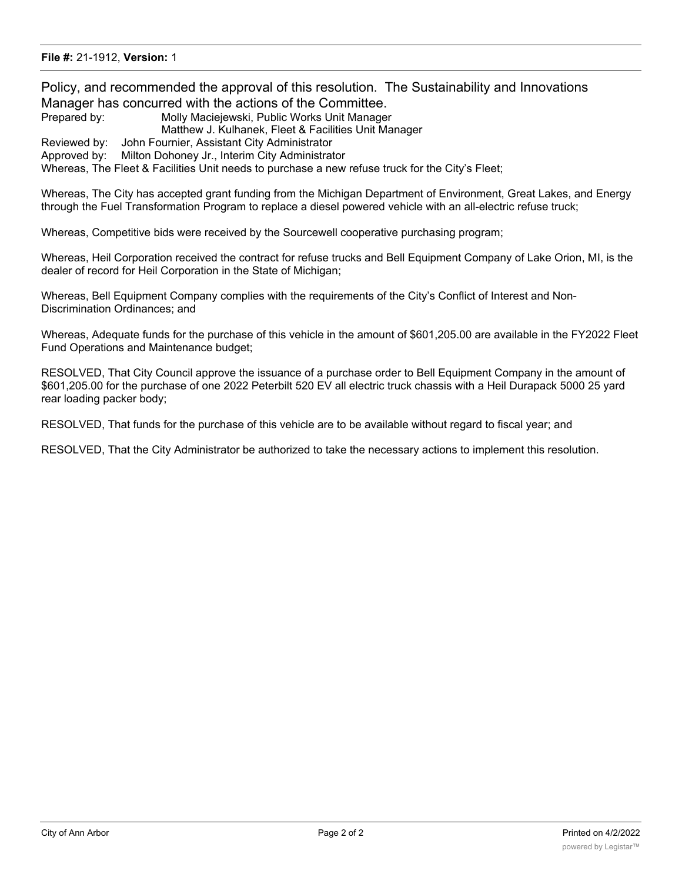Policy, and recommended the approval of this resolution. The Sustainability and Innovations Manager has concurred with the actions of the Committee.

Prepared by: Molly Maciejewski, Public Works Unit Manager
Matthew J. Kulhanek, Fleet & Facilities Unit Manager

Reviewed by: John Fournier, Assistant City Administrator

Approved by: Milton Dohoney Jr., Interim City Administrator

Whereas, The Fleet & Facilities Unit needs to purchase a new refuse truck for the City's Fleet;

Whereas, The City has accepted grant funding from the Michigan Department of Environment, Great Lakes, and Energy through the Fuel Transformation Program to replace a diesel powered vehicle with an all-electric refuse truck;

Whereas, Competitive bids were received by the Sourcewell cooperative purchasing program;

Whereas, Heil Corporation received the contract for refuse trucks and Bell Equipment Company of Lake Orion, MI, is the dealer of record for Heil Corporation in the State of Michigan;

Whereas, Bell Equipment Company complies with the requirements of the City's Conflict of Interest and Non-Discrimination Ordinances; and

Whereas, Adequate funds for the purchase of this vehicle in the amount of $601,205.00 are available in the FY2022 Fleet Fund Operations and Maintenance budget;

RESOLVED, That City Council approve the issuance of a purchase order to Bell Equipment Company in the amount of $601,205.00 for the purchase of one 2022 Peterbilt 520 EV all electric truck chassis with a Heil Durapack 5000 25 yard rear loading packer body;

RESOLVED, That funds for the purchase of this vehicle are to be available without regard to fiscal year; and

RESOLVED, That the City Administrator be authorized to take the necessary actions to implement this resolution.